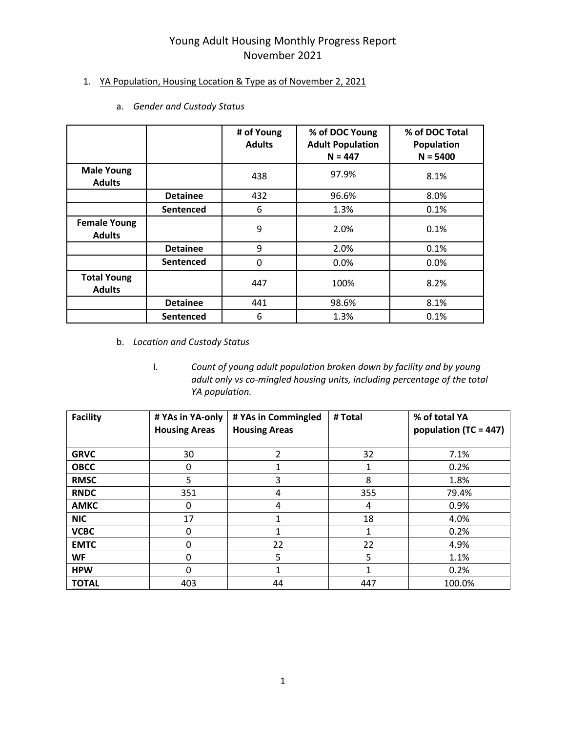# Young Adult Housing Monthly Progress Report
# November 2021

1. YA Population, Housing Location & Type as of November 2, 2021

   a. *Gender and Custody Status*

| | | # of Young Adults | % of DOC Young Adult Population N = 447 | % of DOC Total Population N = 5400 |
|---|---|---|---|---|
| **Male Young Adults** | | 438 | 97.9% | 8.1% |
| | **Detainee** | 432 | 96.6% | 8.0% |
| | **Sentenced** | 6 | 1.3% | 0.1% |
| **Female Young Adults** | | 9 | 2.0% | 0.1% |
| | **Detainee** | 9 | 2.0% | 0.1% |
| | **Sentenced** | 0 | 0.0% | 0.0% |
| **Total Young Adults** | | 447 | 100% | 8.2% |
| | **Detainee** | 441 | 98.6% | 8.1% |
| | **Sentenced** | 6 | 1.3% | 0.1% |

   b. *Location and Custody Status*

      I. *Count of young adult population broken down by facility and by young adult only vs co-mingled housing units, including percentage of the total YA population.*

| Facility | # YAs in YA-only Housing Areas | # YAs in Commingled Housing Areas | # Total | % of total YA population (TC = 447) |
|---|---|---|---|---|
| **GRVC** | 30 | 2 | 32 | 7.1% |
| **OBCC** | 0 | 1 | 1 | 0.2% |
| **RMSC** | 5 | 3 | 8 | 1.8% |
| **RNDC** | 351 | 4 | 355 | 79.4% |
| **AMKC** | 0 | 4 | 4 | 0.9% |
| **NIC** | 17 | 1 | 18 | 4.0% |
| **VCBC** | 0 | 1 | 1 | 0.2% |
| **EMTC** | 0 | 22 | 22 | 4.9% |
| **WF** | 0 | 5 | 5 | 1.1% |
| **HPW** | 0 | 1 | 1 | 0.2% |
| **TOTAL** | 403 | 44 | 447 | 100.0% |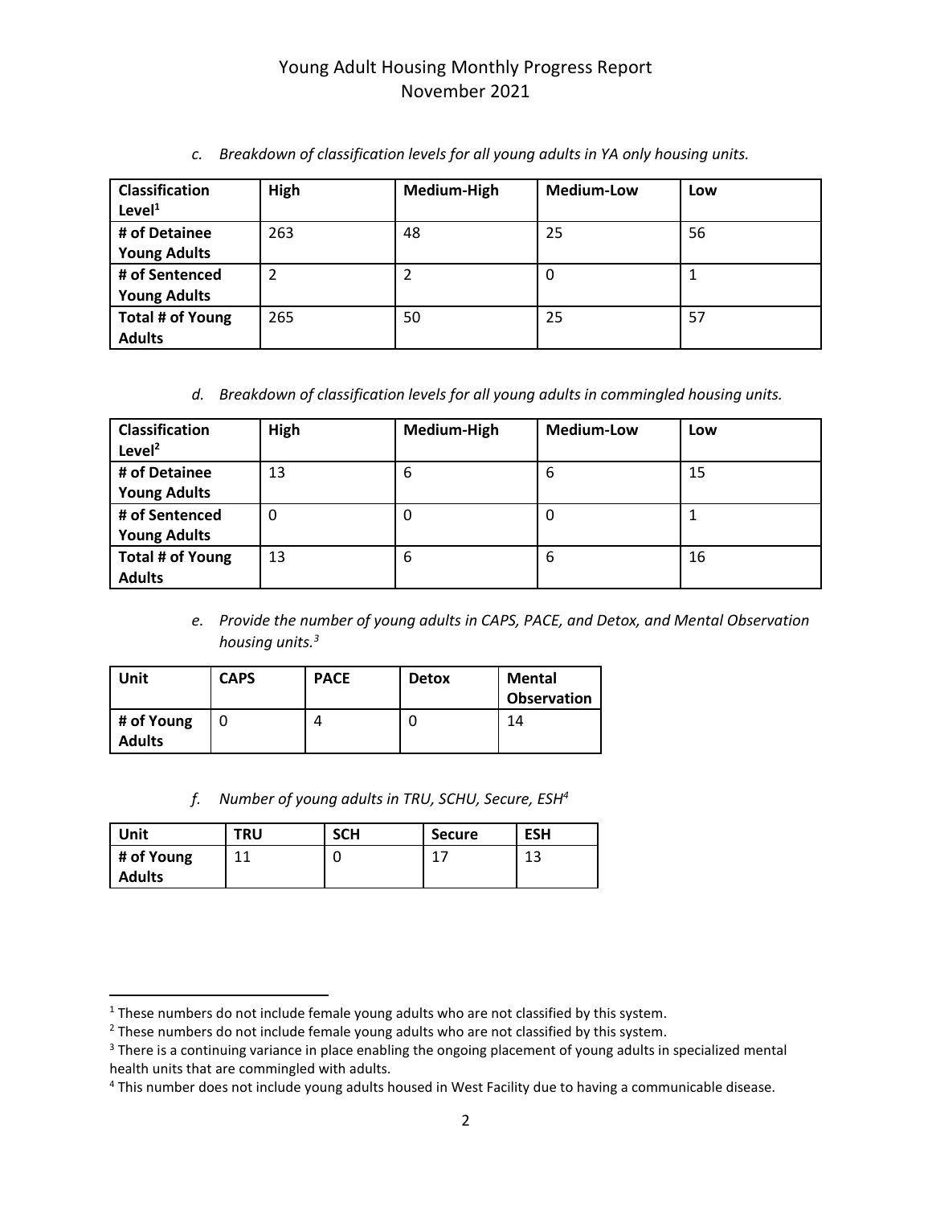c. *Breakdown of classification levels for all young adults in YA only housing units.*

| Classification Level[1] | High | Medium-High | Medium-Low | Low |
|---|---|---|---|---|
| **# of Detainee Young Adults** | 263 | 48 | 25 | 56 |
| **# of Sentenced Young Adults** | 2 | 2 | 0 | 1 |
| **Total # of Young Adults** | 265 | 50 | 25 | 57 |

d. *Breakdown of classification levels for all young adults in commingled housing units.*

| Classification Level[2] | High | Medium-High | Medium-Low | Low |
|---|---|---|---|---|
| **# of Detainee Young Adults** | 13 | 6 | 6 | 15 |
| **# of Sentenced Young Adults** | 0 | 0 | 0 | 1 |
| **Total # of Young Adults** | 13 | 6 | 6 | 16 |

e. *Provide the number of young adults in CAPS, PACE, and Detox, and Mental Observation housing units.[3]*

| Unit | CAPS | PACE | Detox | Mental Observation |
|---|---|---|---|---|
| **# of Young Adults** | 0 | 4 | 0 | 14 |

f. *Number of young adults in TRU, SCHU, Secure, ESH[4]*

| Unit | TRU | SCH | Secure | ESH |
|---|---|---|---|---|
| **# of Young Adults** | 11 | 0 | 17 | 13 |

[1] These numbers do not include female young adults who are not classified by this system.

[2] These numbers do not include female young adults who are not classified by this system.

[3] There is a continuing variance in place enabling the ongoing placement of young adults in specialized mental health units that are commingled with adults.

[4] This number does not include young adults housed in West Facility due to having a communicable disease.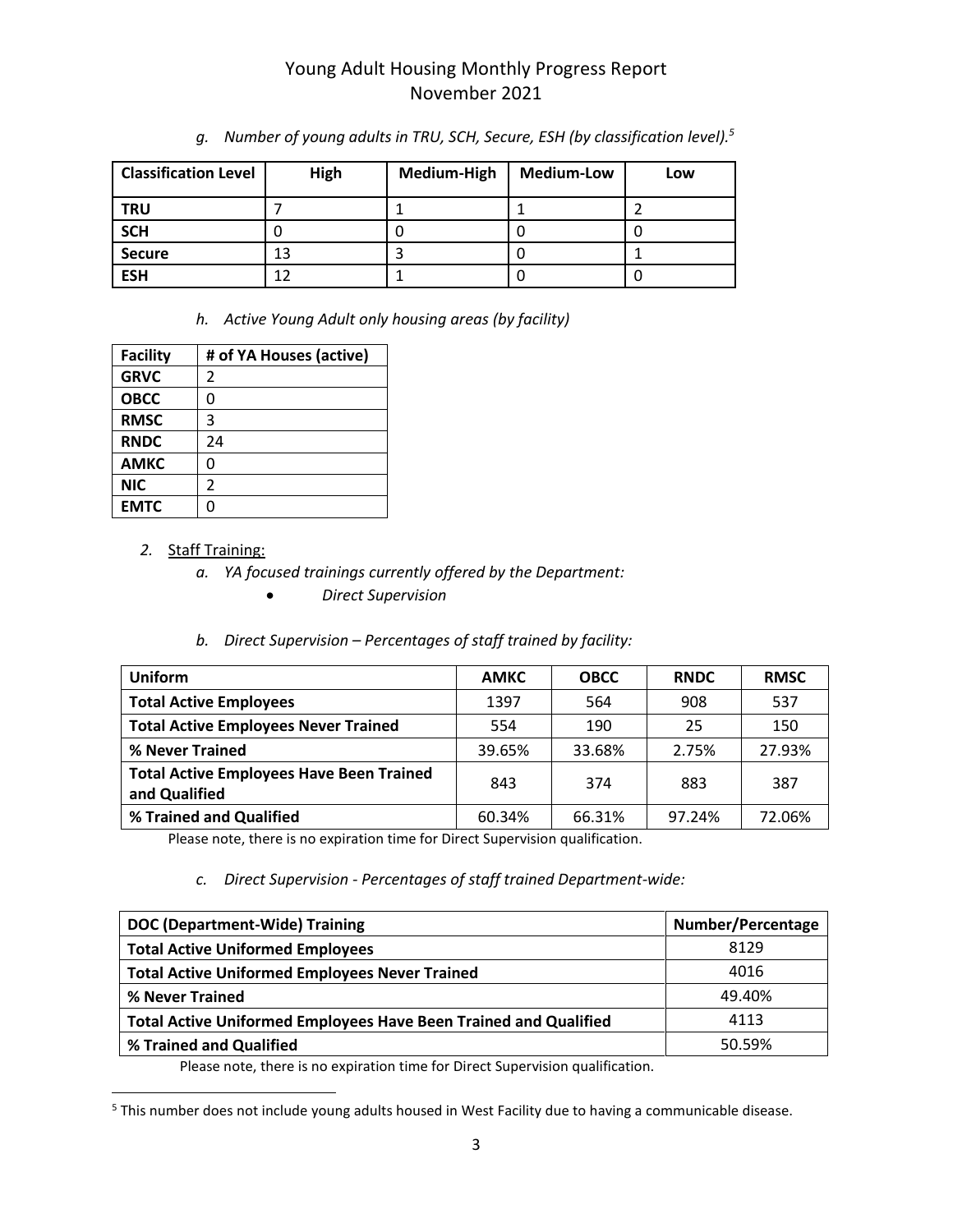*g. Number of young adults in TRU, SCH, Secure, ESH (by classification level).*[5]

| Classification Level | High | Medium-High | Medium-Low | Low |
|---|---|---|---|---|
| **TRU** | 7 | 1 | 1 | 2 |
| **SCH** | 0 | 0 | 0 | 0 |
| **Secure** | 13 | 3 | 0 | 1 |
| **ESH** | 12 | 1 | 0 | 0 |

*h. Active Young Adult only housing areas (by facility)*

| Facility | # of YA Houses (active) |
|---|---|
| **GRVC** | 2 |
| **OBCC** | 0 |
| **RMSC** | 3 |
| **RNDC** | 24 |
| **AMKC** | 0 |
| **NIC** | 2 |
| **EMTC** | 0 |

2. Staff Training:
   a. *YA focused trainings currently offered by the Department:*
      - *Direct Supervision*

   b. *Direct Supervision – Percentages of staff trained by facility:*

| Uniform | AMKC | OBCC | RNDC | RMSC |
|---|---|---|---|---|
| **Total Active Employees** | 1397 | 564 | 908 | 537 |
| **Total Active Employees Never Trained** | 554 | 190 | 25 | 150 |
| **% Never Trained** | 39.65% | 33.68% | 2.75% | 27.93% |
| **Total Active Employees Have Been Trained and Qualified** | 843 | 374 | 883 | 387 |
| **% Trained and Qualified** | 60.34% | 66.31% | 97.24% | 72.06% |

Please note, there is no expiration time for Direct Supervision qualification.

   c. *Direct Supervision - Percentages of staff trained Department-wide:*

| DOC (Department-Wide) Training | Number/Percentage |
|---|---|
| **Total Active Uniformed Employees** | 8129 |
| **Total Active Uniformed Employees Never Trained** | 4016 |
| **% Never Trained** | 49.40% |
| **Total Active Uniformed Employees Have Been Trained and Qualified** | 4113 |
| **% Trained and Qualified** | 50.59% |

Please note, there is no expiration time for Direct Supervision qualification.

[5] This number does not include young adults housed in West Facility due to having a communicable disease.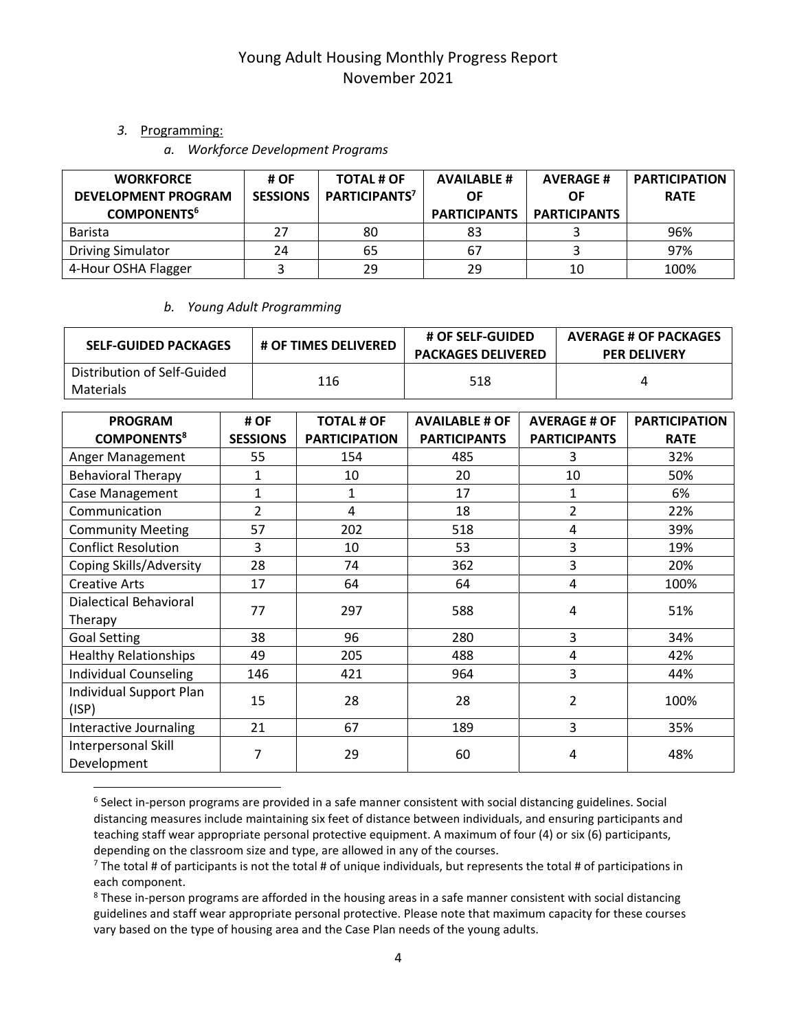3. Programming:

   a. *Workforce Development Programs*

| WORKFORCE DEVELOPMENT PROGRAM COMPONENTS[6] | # OF SESSIONS | TOTAL # OF PARTICIPANTS[7] | AVAILABLE # OF PARTICIPANTS | AVERAGE # OF PARTICIPANTS | PARTICIPATION RATE |
|---|---|---|---|---|---|
| Barista | 27 | 80 | 83 | 3 | 96% |
| Driving Simulator | 24 | 65 | 67 | 3 | 97% |
| 4-Hour OSHA Flagger | 3 | 29 | 29 | 10 | 100% |

   b. *Young Adult Programming*

| SELF-GUIDED PACKAGES | # OF TIMES DELIVERED | # OF SELF-GUIDED PACKAGES DELIVERED | AVERAGE # OF PACKAGES PER DELIVERY |
|---|---|---|---|
| Distribution of Self-Guided Materials | 116 | 518 | 4 |

| PROGRAM COMPONENTS[8] | # OF SESSIONS | TOTAL # OF PARTICIPATION | AVAILABLE # OF PARTICIPANTS | AVERAGE # OF PARTICIPANTS | PARTICIPATION RATE |
|---|---|---|---|---|---|
| Anger Management | 55 | 154 | 485 | 3 | 32% |
| Behavioral Therapy | 1 | 10 | 20 | 10 | 50% |
| Case Management | 1 | 1 | 17 | 1 | 6% |
| Communication | 2 | 4 | 18 | 2 | 22% |
| Community Meeting | 57 | 202 | 518 | 4 | 39% |
| Conflict Resolution | 3 | 10 | 53 | 3 | 19% |
| Coping Skills/Adversity | 28 | 74 | 362 | 3 | 20% |
| Creative Arts | 17 | 64 | 64 | 4 | 100% |
| Dialectical Behavioral Therapy | 77 | 297 | 588 | 4 | 51% |
| Goal Setting | 38 | 96 | 280 | 3 | 34% |
| Healthy Relationships | 49 | 205 | 488 | 4 | 42% |
| Individual Counseling | 146 | 421 | 964 | 3 | 44% |
| Individual Support Plan (ISP) | 15 | 28 | 28 | 2 | 100% |
| Interactive Journaling | 21 | 67 | 189 | 3 | 35% |
| Interpersonal Skill Development | 7 | 29 | 60 | 4 | 48% |

[6] Select in-person programs are provided in a safe manner consistent with social distancing guidelines. Social distancing measures include maintaining six feet of distance between individuals, and ensuring participants and teaching staff wear appropriate personal protective equipment. A maximum of four (4) or six (6) participants, depending on the classroom size and type, are allowed in any of the courses.

[7] The total # of participants is not the total # of unique individuals, but represents the total # of participations in each component.

[8] These in-person programs are afforded in the housing areas in a safe manner consistent with social distancing guidelines and staff wear appropriate personal protective. Please note that maximum capacity for these courses vary based on the type of housing area and the Case Plan needs of the young adults.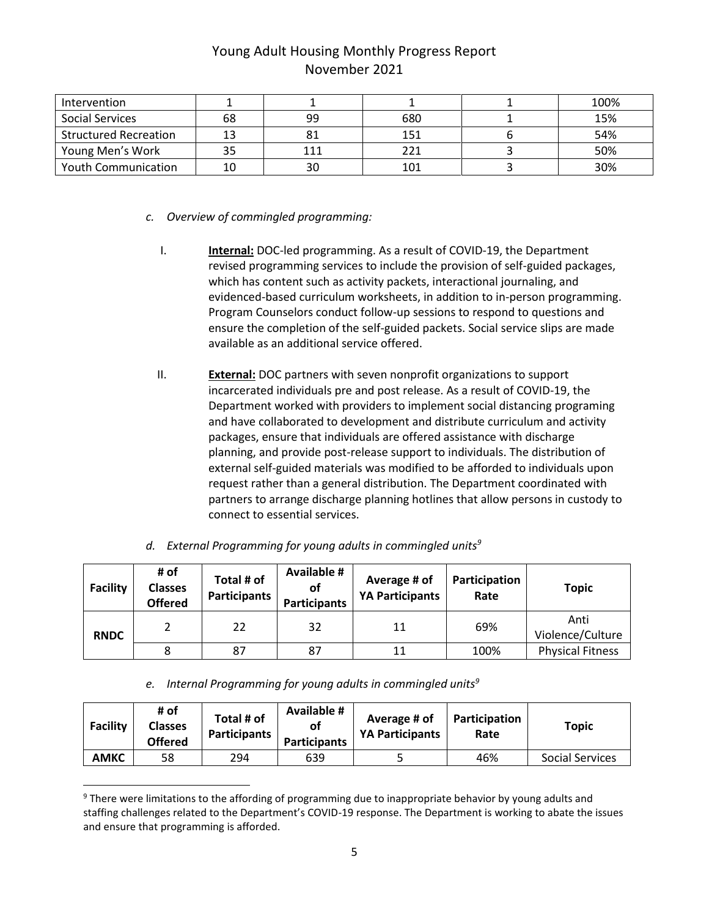| | | | | | |
|---|---|---|---|---|---|
| Intervention | 1 | 1 | 1 | 1 | 100% |
| Social Services | 68 | 99 | 680 | 1 | 15% |
| Structured Recreation | 13 | 81 | 151 | 6 | 54% |
| Young Men's Work | 35 | 111 | 221 | 3 | 50% |
| Youth Communication | 10 | 30 | 101 | 3 | 30% |

c. *Overview of commingled programming:*

I. **Internal:** DOC-led programming. As a result of COVID-19, the Department revised programming services to include the provision of self-guided packages, which has content such as activity packets, interactional journaling, and evidenced-based curriculum worksheets, in addition to in-person programming. Program Counselors conduct follow-up sessions to respond to questions and ensure the completion of the self-guided packets. Social service slips are made available as an additional service offered.

II. **External:** DOC partners with seven nonprofit organizations to support incarcerated individuals pre and post release. As a result of COVID-19, the Department worked with providers to implement social distancing programing and have collaborated to development and distribute curriculum and activity packages, ensure that individuals are offered assistance with discharge planning, and provide post-release support to individuals. The distribution of external self-guided materials was modified to be afforded to individuals upon request rather than a general distribution. The Department coordinated with partners to arrange discharge planning hotlines that allow persons in custody to connect to essential services.

d. *External Programming for young adults in commingled units*[9]

| Facility | # of Classes Offered | Total # of Participants | Available # of Participants | Average # of YA Participants | Participation Rate | Topic |
|---|---|---|---|---|---|---|
| RNDC | 2 | 22 | 32 | 11 | 69% | Anti Violence/Culture |
| | 8 | 87 | 87 | 11 | 100% | Physical Fitness |

e. *Internal Programming for young adults in commingled units*[9]

| Facility | # of Classes Offered | Total # of Participants | Available # of Participants | Average # of YA Participants | Participation Rate | Topic |
|---|---|---|---|---|---|---|
| AMKC | 58 | 294 | 639 | 5 | 46% | Social Services |

[9] There were limitations to the affording of programming due to inappropriate behavior by young adults and staffing challenges related to the Department's COVID-19 response. The Department is working to abate the issues and ensure that programming is afforded.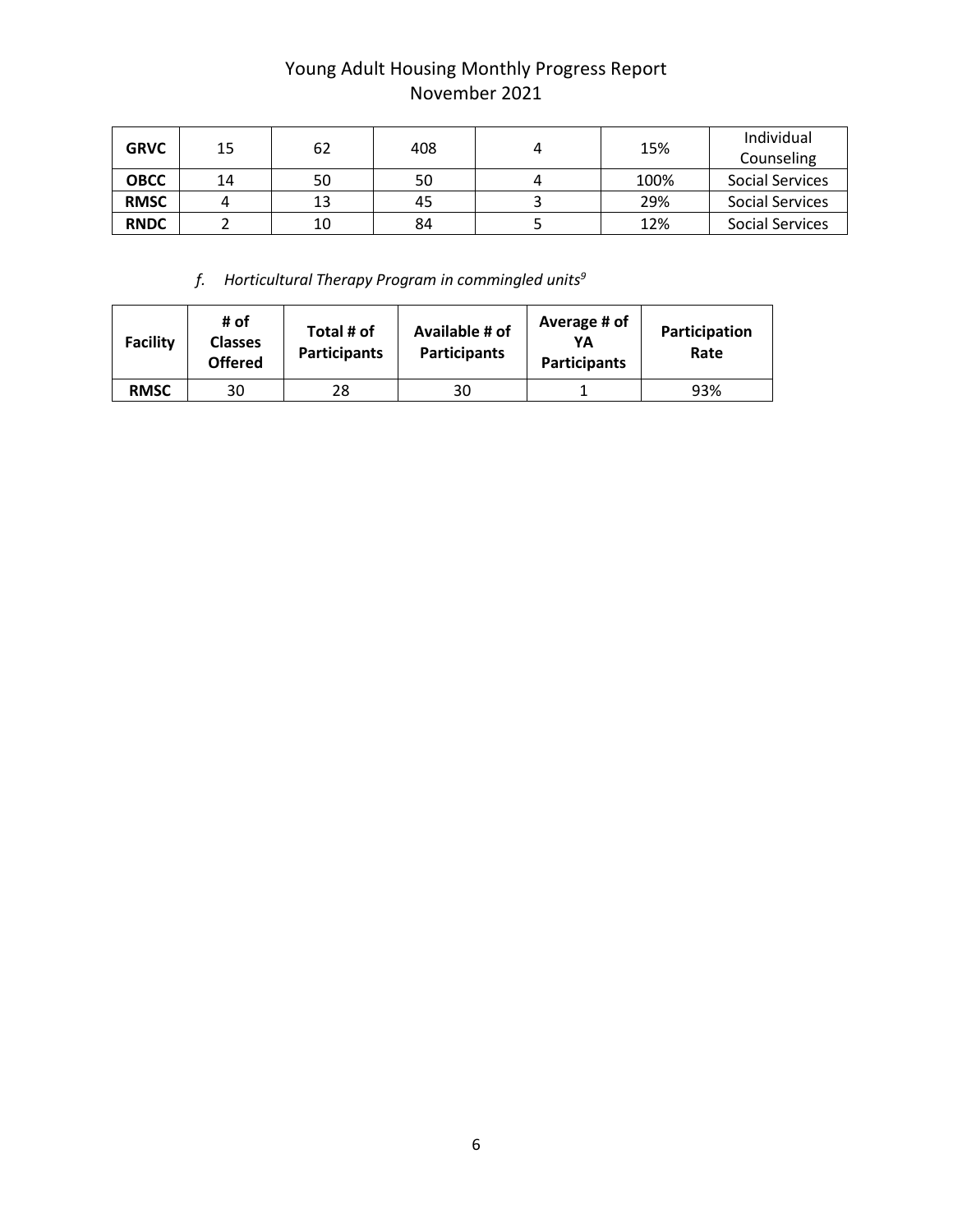| | | | | | | |
|---|---|---|---|---|---|---|
| **GRVC** | 15 | 62 | 408 | 4 | 15% | Individual Counseling |
| **OBCC** | 14 | 50 | 50 | 4 | 100% | Social Services |
| **RMSC** | 4 | 13 | 45 | 3 | 29% | Social Services |
| **RNDC** | 2 | 10 | 84 | 5 | 12% | Social Services |

*f. Horticultural Therapy Program in commingled units*[9]

| Facility | # of Classes Offered | Total # of Participants | Available # of Participants | Average # of YA Participants | Participation Rate |
|---|---|---|---|---|---|
| **RMSC** | 30 | 28 | 30 | 1 | 93% |